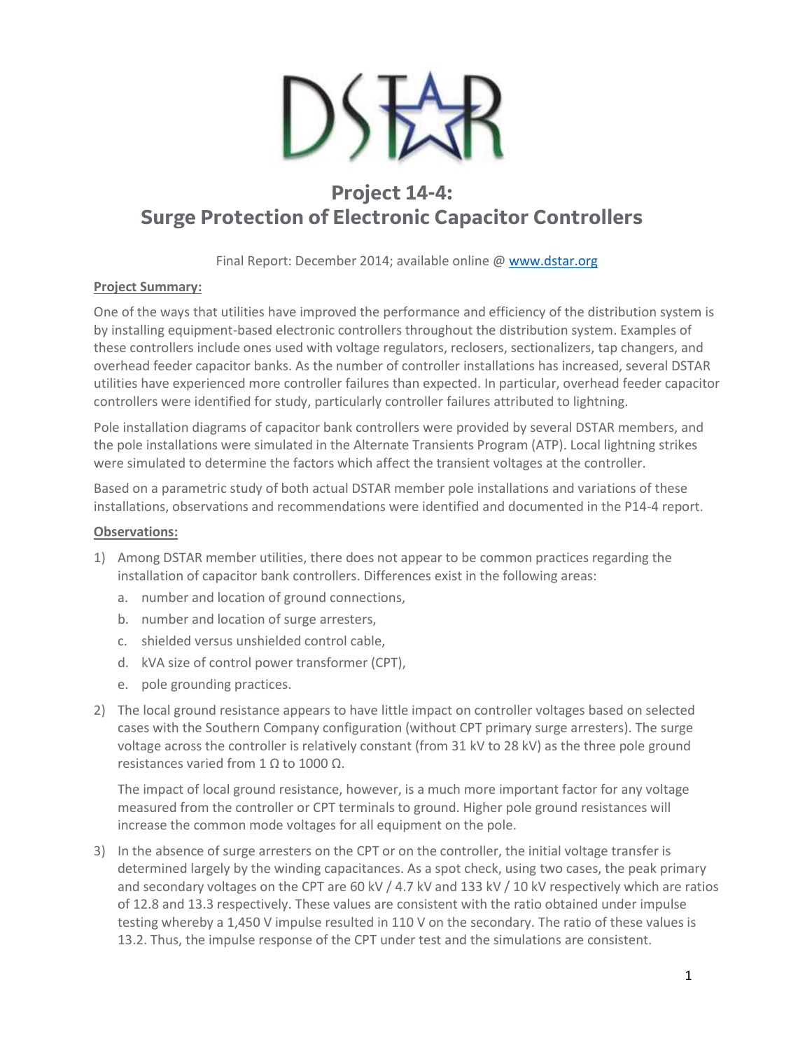# Project 14-4: Surge Protection of Electronic Capacitor Controllers

Final Report: December 2014; available online @ www.dstar.org

**Project Summary:**

One of the ways that utilities have improved the performance and efficiency of the distribution system is by installing equipment-based electronic controllers throughout the distribution system. Examples of these controllers include ones used with voltage regulators, reclosers, sectionalizers, tap changers, and overhead feeder capacitor banks. As the number of controller installations has increased, several DSTAR utilities have experienced more controller failures than expected. In particular, overhead feeder capacitor controllers were identified for study, particularly controller failures attributed to lightning.

Pole installation diagrams of capacitor bank controllers were provided by several DSTAR members, and the pole installations were simulated in the Alternate Transients Program (ATP). Local lightning strikes were simulated to determine the factors which affect the transient voltages at the controller.

Based on a parametric study of both actual DSTAR member pole installations and variations of these installations, observations and recommendations were identified and documented in the P14-4 report.

**Observations:**

1) Among DSTAR member utilities, there does not appear to be common practices regarding the installation of capacitor bank controllers. Differences exist in the following areas:
   a. number and location of ground connections,
   b. number and location of surge arresters,
   c. shielded versus unshielded control cable,
   d. kVA size of control power transformer (CPT),
   e. pole grounding practices.

2) The local ground resistance appears to have little impact on controller voltages based on selected cases with the Southern Company configuration (without CPT primary surge arresters). The surge voltage across the controller is relatively constant (from 31 kV to 28 kV) as the three pole ground resistances varied from 1 Ω to 1000 Ω.

   The impact of local ground resistance, however, is a much more important factor for any voltage measured from the controller or CPT terminals to ground. Higher pole ground resistances will increase the common mode voltages for all equipment on the pole.

3) In the absence of surge arresters on the CPT or on the controller, the initial voltage transfer is determined largely by the winding capacitances. As a spot check, using two cases, the peak primary and secondary voltages on the CPT are 60 kV / 4.7 kV and 133 kV / 10 kV respectively which are ratios of 12.8 and 13.3 respectively. These values are consistent with the ratio obtained under impulse testing whereby a 1,450 V impulse resulted in 110 V on the secondary. The ratio of these values is 13.2. Thus, the impulse response of the CPT under test and the simulations are consistent.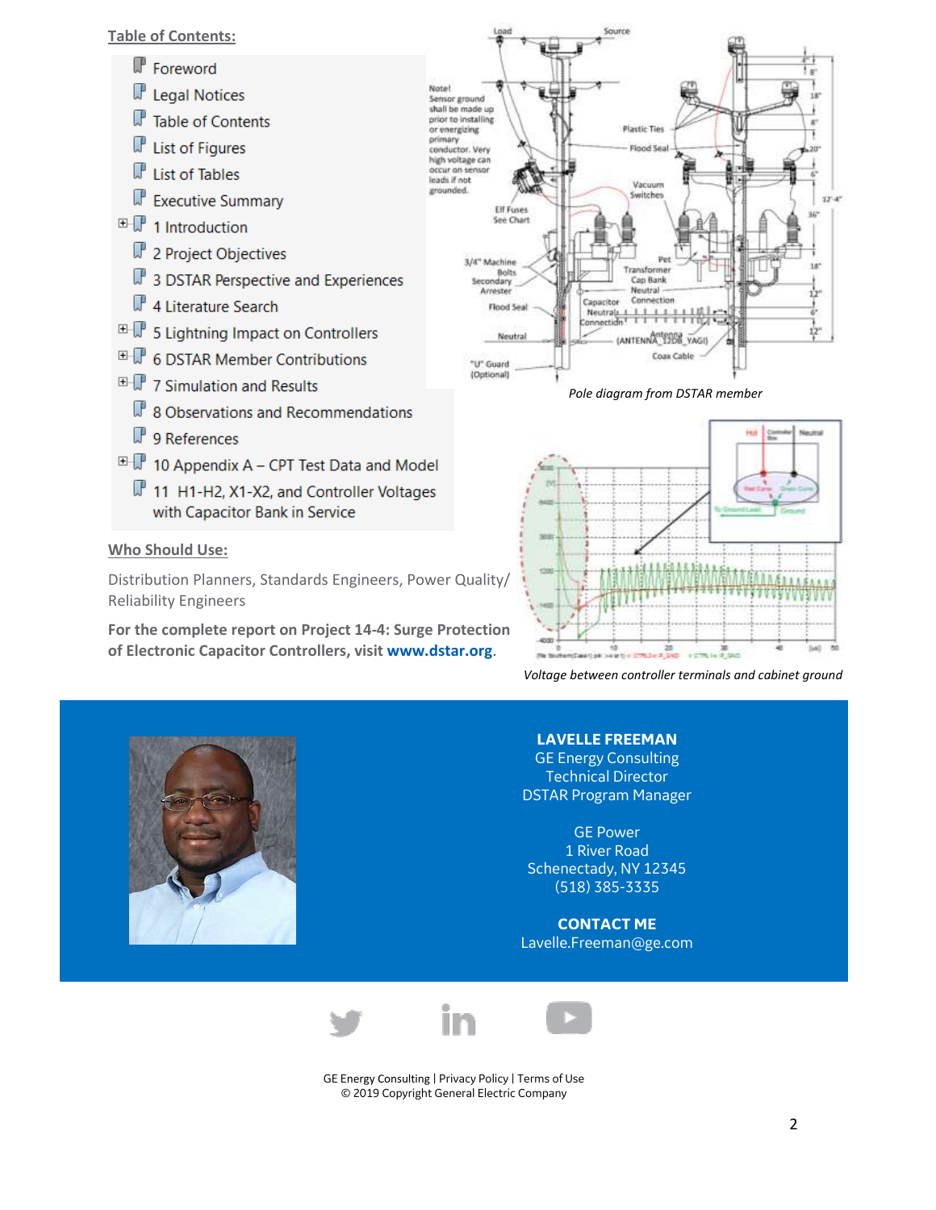**Table of Contents:**

- Foreword
- Legal Notices
- Table of Contents
- List of Figures
- List of Tables
- Executive Summary
- 1 Introduction
- 2 Project Objectives
- 3 DSTAR Perspective and Experiences
- 4 Literature Search
- 5 Lightning Impact on Controllers
- 6 DSTAR Member Contributions
- 7 Simulation and Results
- 8 Observations and Recommendations
- 9 References
- 10 Appendix A – CPT Test Data and Model
- 11 H1-H2, X1-X2, and Controller Voltages with Capacitor Bank in Service

*Pole diagram from DSTAR member*

**Who Should Use:**

Distribution Planners, Standards Engineers, Power Quality/ Reliability Engineers

**For the complete report on Project 14-4: Surge Protection of Electronic Capacitor Controllers, visit [www.dstar.org](http://www.dstar.org).**

*Voltage between controller terminals and cabinet ground*

**LAVELLE FREEMAN**
GE Energy Consulting
Technical Director
DSTAR Program Manager

GE Power
1 River Road
Schenectady, NY 12345
(518) 385-3335

**CONTACT ME**
Lavelle.Freeman@ge.com

GE Energy Consulting | Privacy Policy | Terms of Use
© 2019 Copyright General Electric Company